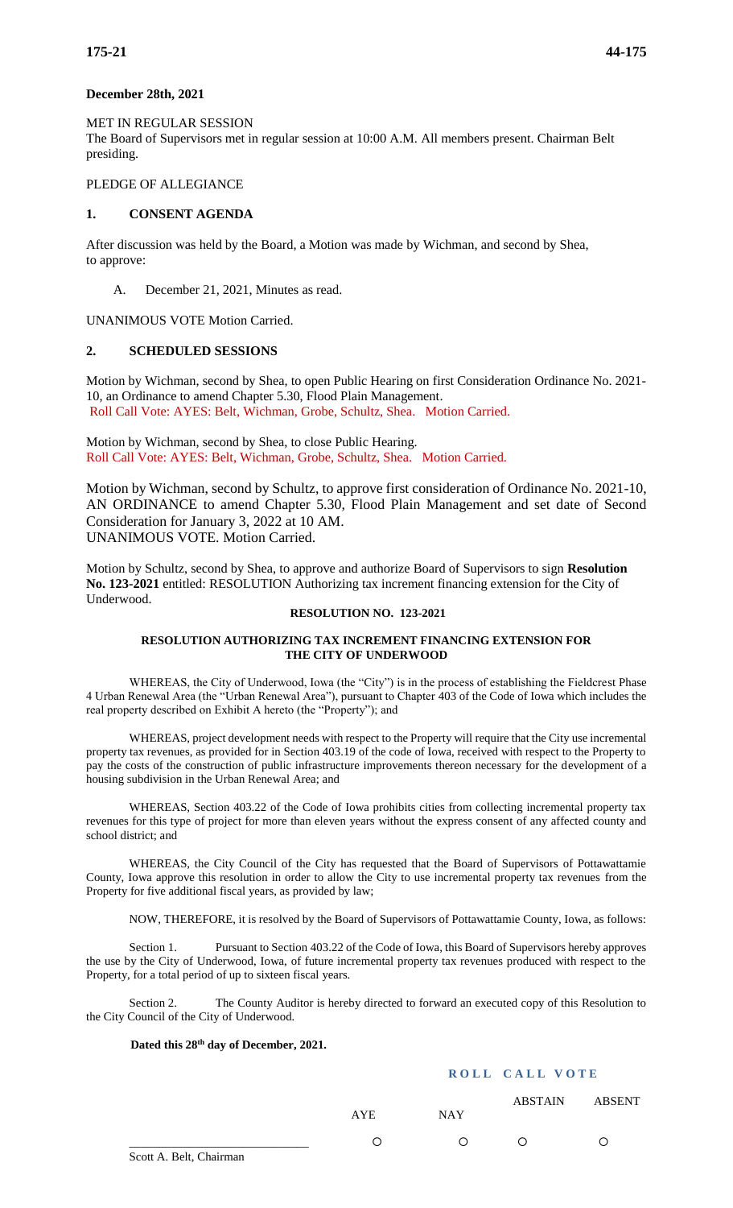**December 28th, 2021**

MET IN REGULAR SESSION
The Board of Supervisors met in regular session at 10:00 A.M. All members present. Chairman Belt presiding.

PLEDGE OF ALLEGIANCE

## 1. CONSENT AGENDA

After discussion was held by the Board, a Motion was made by Wichman, and second by Shea, to approve:

A. December 21, 2021, Minutes as read.

UNANIMOUS VOTE Motion Carried.

## 2. SCHEDULED SESSIONS

Motion by Wichman, second by Shea, to open Public Hearing on first Consideration Ordinance No. 2021-10, an Ordinance to amend Chapter 5.30, Flood Plain Management.
Roll Call Vote: AYES: Belt, Wichman, Grobe, Schultz, Shea. Motion Carried.

Motion by Wichman, second by Shea, to close Public Hearing.
Roll Call Vote: AYES: Belt, Wichman, Grobe, Schultz, Shea. Motion Carried.

Motion by Wichman, second by Schultz, to approve first consideration of Ordinance No. 2021-10, AN ORDINANCE to amend Chapter 5.30, Flood Plain Management and set date of Second Consideration for January 3, 2022 at 10 AM.
UNANIMOUS VOTE. Motion Carried.

Motion by Schultz, second by Shea, to approve and authorize Board of Supervisors to sign **Resolution No. 123-2021** entitled: RESOLUTION Authorizing tax increment financing extension for the City of Underwood.

**RESOLUTION NO. 123-2021**

**RESOLUTION AUTHORIZING TAX INCREMENT FINANCING EXTENSION FOR THE CITY OF UNDERWOOD**

WHEREAS, the City of Underwood, Iowa (the "City") is in the process of establishing the Fieldcrest Phase 4 Urban Renewal Area (the "Urban Renewal Area"), pursuant to Chapter 403 of the Code of Iowa which includes the real property described on Exhibit A hereto (the "Property"); and

WHEREAS, project development needs with respect to the Property will require that the City use incremental property tax revenues, as provided for in Section 403.19 of the code of Iowa, received with respect to the Property to pay the costs of the construction of public infrastructure improvements thereon necessary for the development of a housing subdivision in the Urban Renewal Area; and

WHEREAS, Section 403.22 of the Code of Iowa prohibits cities from collecting incremental property tax revenues for this type of project for more than eleven years without the express consent of any affected county and school district; and

WHEREAS, the City Council of the City has requested that the Board of Supervisors of Pottawattamie County, Iowa approve this resolution in order to allow the City to use incremental property tax revenues from the Property for five additional fiscal years, as provided by law;

NOW, THEREFORE, it is resolved by the Board of Supervisors of Pottawattamie County, Iowa, as follows:

Section 1. Pursuant to Section 403.22 of the Code of Iowa, this Board of Supervisors hereby approves the use by the City of Underwood, Iowa, of future incremental property tax revenues produced with respect to the Property, for a total period of up to sixteen fiscal years.

Section 2. The County Auditor is hereby directed to forward an executed copy of this Resolution to the City Council of the City of Underwood.

**Dated this 28th day of December, 2021.**

**ROLL CALL VOTE**

| | AYE | NAY | ABSTAIN | ABSENT |
|---|---|---|---|---|
| ______________________ Scott A. Belt, Chairman | ○ | ○ | ○ | ○ |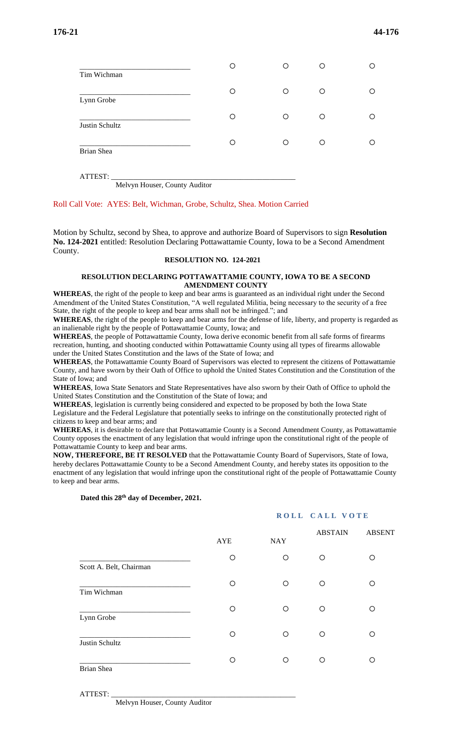| | | | | |
|---|---|---|---|---|
| ___________________________ Tim Wichman | ○ | ○ | ○ | ○ |
| ___________________________ Lynn Grobe | ○ | ○ | ○ | ○ |
| ___________________________ Justin Schultz | ○ | ○ | ○ | ○ |
| ___________________________ Brian Shea | ○ | ○ | ○ | ○ |

ATTEST: ______________________________________________
Melvyn Houser, County Auditor

Roll Call Vote: AYES: Belt, Wichman, Grobe, Schultz, Shea. Motion Carried

Motion by Schultz, second by Shea, to approve and authorize Board of Supervisors to sign **Resolution No. 124-2021** entitled: Resolution Declaring Pottawattamie County, Iowa to be a Second Amendment County.

**RESOLUTION NO. 124-2021**

**RESOLUTION DECLARING POTTAWATTAMIE COUNTY, IOWA TO BE A SECOND AMENDMENT COUNTY**

**WHEREAS**, the right of the people to keep and bear arms is guaranteed as an individual right under the Second Amendment of the United States Constitution, "A well regulated Militia, being necessary to the security of a free State, the right of the people to keep and bear arms shall not be infringed."; and

**WHEREAS**, the right of the people to keep and bear arms for the defense of life, liberty, and property is regarded as an inalienable right by the people of Pottawattamie County, Iowa; and

**WHEREAS**, the people of Pottawattamie County, Iowa derive economic benefit from all safe forms of firearms recreation, hunting, and shooting conducted within Pottawattamie County using all types of firearms allowable under the United States Constitution and the laws of the State of Iowa; and

**WHEREAS**, the Pottawattamie County Board of Supervisors was elected to represent the citizens of Pottawattamie County, and have sworn by their Oath of Office to uphold the United States Constitution and the Constitution of the State of Iowa; and

**WHEREAS**, Iowa State Senators and State Representatives have also sworn by their Oath of Office to uphold the United States Constitution and the Constitution of the State of Iowa; and

**WHEREAS**, legislation is currently being considered and expected to be proposed by both the Iowa State Legislature and the Federal Legislature that potentially seeks to infringe on the constitutionally protected right of citizens to keep and bear arms; and

**WHEREAS**, it is desirable to declare that Pottawattamie County is a Second Amendment County, as Pottawattamie County opposes the enactment of any legislation that would infringe upon the constitutional right of the people of Pottawattamie County to keep and bear arms.

**NOW, THEREFORE, BE IT RESOLVED** that the Pottawattamie County Board of Supervisors, State of Iowa, hereby declares Pottawattamie County to be a Second Amendment County, and hereby states its opposition to the enactment of any legislation that would infringe upon the constitutional right of the people of Pottawattamie County to keep and bear arms.

**Dated this 28th day of December, 2021.**

**ROLL CALL VOTE**

| | AYE | NAY | ABSTAIN | ABSENT |
|---|---|---|---|---|
| ___________________________ Scott A. Belt, Chairman | ○ | ○ | ○ | ○ |
| ___________________________ Tim Wichman | ○ | ○ | ○ | ○ |
| ___________________________ Lynn Grobe | ○ | ○ | ○ | ○ |
| ___________________________ Justin Schultz | ○ | ○ | ○ | ○ |
| ___________________________ Brian Shea | ○ | ○ | ○ | ○ |

ATTEST: ______________________________________________
Melvyn Houser, County Auditor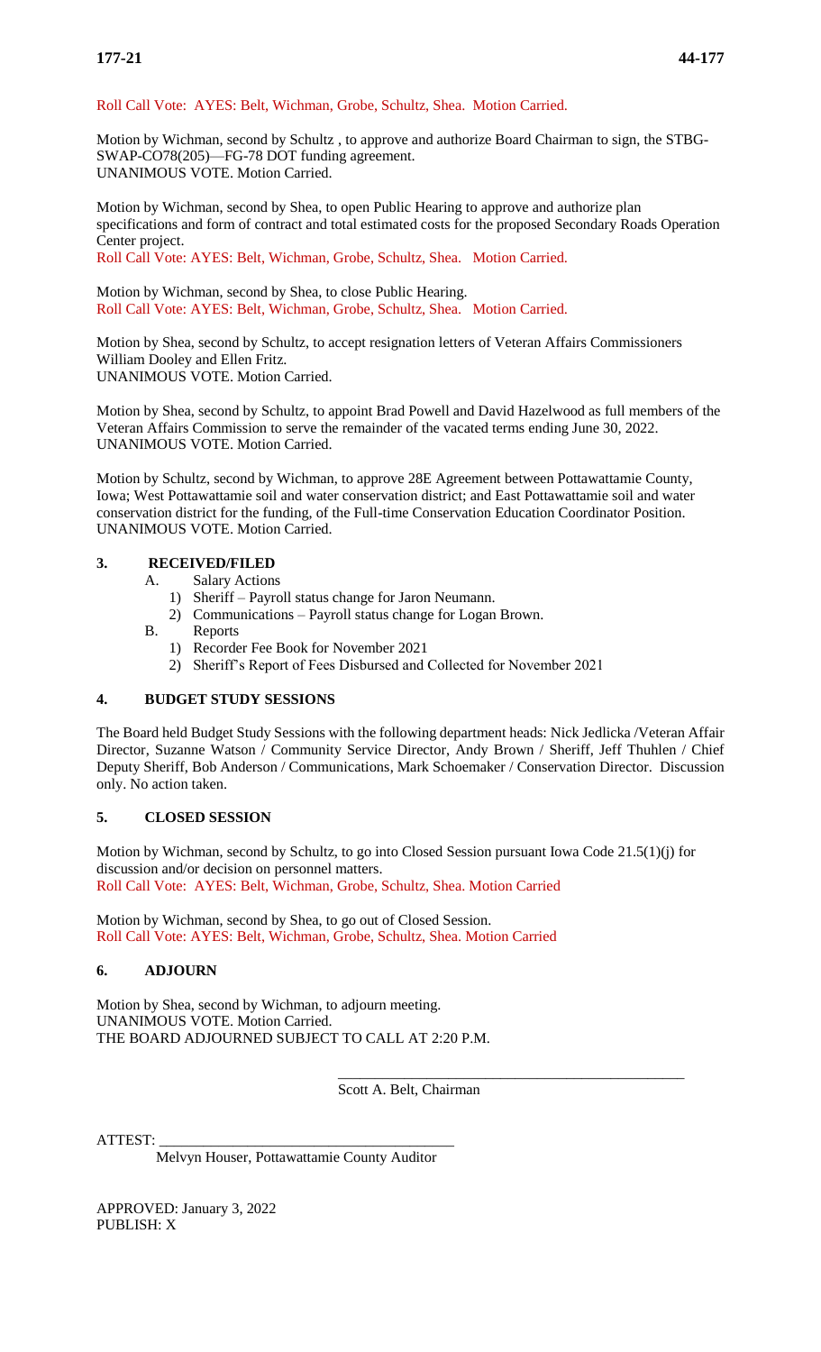Roll Call Vote: AYES: Belt, Wichman, Grobe, Schultz, Shea. Motion Carried.

Motion by Wichman, second by Schultz , to approve and authorize Board Chairman to sign, the STBG-SWAP-CO78(205)—FG-78 DOT funding agreement.
UNANIMOUS VOTE. Motion Carried.

Motion by Wichman, second by Shea, to open Public Hearing to approve and authorize plan specifications and form of contract and total estimated costs for the proposed Secondary Roads Operation Center project.
Roll Call Vote: AYES: Belt, Wichman, Grobe, Schultz, Shea. Motion Carried.

Motion by Wichman, second by Shea, to close Public Hearing.
Roll Call Vote: AYES: Belt, Wichman, Grobe, Schultz, Shea. Motion Carried.

Motion by Shea, second by Schultz, to accept resignation letters of Veteran Affairs Commissioners William Dooley and Ellen Fritz.
UNANIMOUS VOTE. Motion Carried.

Motion by Shea, second by Schultz, to appoint Brad Powell and David Hazelwood as full members of the Veteran Affairs Commission to serve the remainder of the vacated terms ending June 30, 2022.
UNANIMOUS VOTE. Motion Carried.

Motion by Schultz, second by Wichman, to approve 28E Agreement between Pottawattamie County, Iowa; West Pottawattamie soil and water conservation district; and East Pottawattamie soil and water conservation district for the funding, of the Full-time Conservation Education Coordinator Position.
UNANIMOUS VOTE. Motion Carried.

## 3. RECEIVED/FILED

A. Salary Actions
   1) Sheriff – Payroll status change for Jaron Neumann.
   2) Communications – Payroll status change for Logan Brown.

B. Reports
   1) Recorder Fee Book for November 2021
   2) Sheriff's Report of Fees Disbursed and Collected for November 2021

## 4. BUDGET STUDY SESSIONS

The Board held Budget Study Sessions with the following department heads: Nick Jedlicka /Veteran Affair Director, Suzanne Watson / Community Service Director, Andy Brown / Sheriff, Jeff Thuhlen / Chief Deputy Sheriff, Bob Anderson / Communications, Mark Schoemaker / Conservation Director. Discussion only. No action taken.

## 5. CLOSED SESSION

Motion by Wichman, second by Schultz, to go into Closed Session pursuant Iowa Code 21.5(1)(j) for discussion and/or decision on personnel matters.
Roll Call Vote: AYES: Belt, Wichman, Grobe, Schultz, Shea. Motion Carried

Motion by Wichman, second by Shea, to go out of Closed Session.
Roll Call Vote: AYES: Belt, Wichman, Grobe, Schultz, Shea. Motion Carried

## 6. ADJOURN

Motion by Shea, second by Wichman, to adjourn meeting.
UNANIMOUS VOTE. Motion Carried.
THE BOARD ADJOURNED SUBJECT TO CALL AT 2:20 P.M.

\_\_\_\_\_\_\_\_\_\_\_\_\_\_\_\_\_\_\_\_\_\_\_\_\_\_\_\_\_\_\_\_\_\_\_\_\_\_\_\_\_\_\_\_\_\_
Scott A. Belt, Chairman

ATTEST: \_\_\_\_\_\_\_\_\_\_\_\_\_\_\_\_\_\_\_\_\_\_\_\_\_\_\_\_\_\_\_\_\_\_\_\_\_\_\_\_
Melvyn Houser, Pottawattamie County Auditor

APPROVED: January 3, 2022
PUBLISH: X